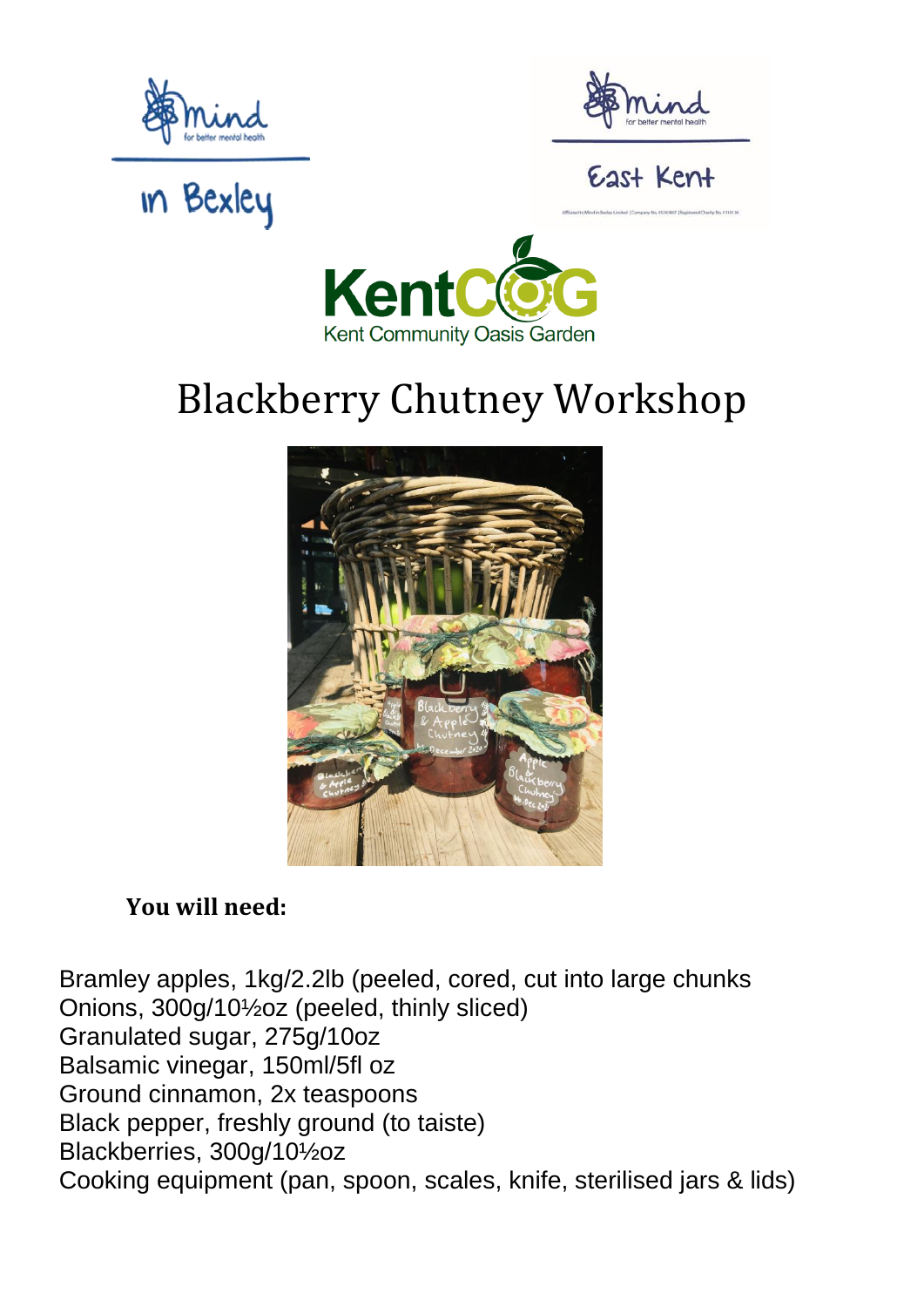Mind for better mental health in Bexley

Mind for better mental health East Kent

KentCOG Kent Community Oasis Garden

# Blackberry Chutney Workshop

**You will need:**

Bramley apples, 1kg/2.2lb (peeled, cored, cut into large chunks
Onions, 300g/10½oz (peeled, thinly sliced)
Granulated sugar, 275g/10oz
Balsamic vinegar, 150ml/5fl oz
Ground cinnamon, 2x teaspoons
Black pepper, freshly ground (to taiste)
Blackberries, 300g/10½oz
Cooking equipment (pan, spoon, scales, knife, sterilised jars & lids)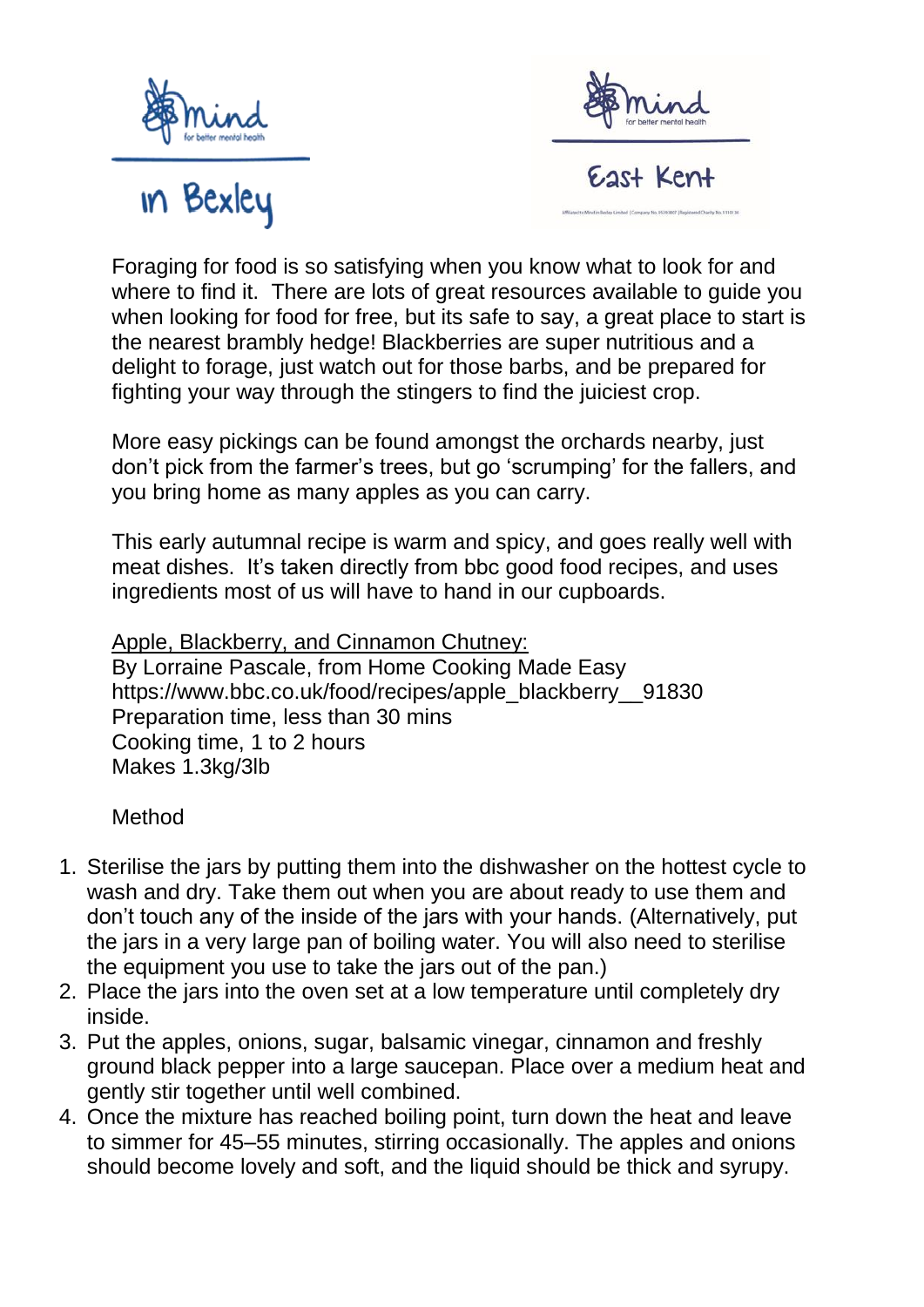Mind for better mental health in Bexley

Mind for better mental health East Kent

Foraging for food is so satisfying when you know what to look for and where to find it. There are lots of great resources available to guide you when looking for food for free, but its safe to say, a great place to start is the nearest brambly hedge! Blackberries are super nutritious and a delight to forage, just watch out for those barbs, and be prepared for fighting your way through the stingers to find the juiciest crop.

More easy pickings can be found amongst the orchards nearby, just don't pick from the farmer's trees, but go 'scrumping' for the fallers, and you bring home as many apples as you can carry.

This early autumnal recipe is warm and spicy, and goes really well with meat dishes. It's taken directly from bbc good food recipes, and uses ingredients most of us will have to hand in our cupboards.

<u>Apple, Blackberry, and Cinnamon Chutney:</u>
By Lorraine Pascale, from Home Cooking Made Easy
https://www.bbc.co.uk/food/recipes/apple_blackberry__91830
Preparation time, less than 30 mins
Cooking time, 1 to 2 hours
Makes 1.3kg/3lb

Method

1. Sterilise the jars by putting them into the dishwasher on the hottest cycle to wash and dry. Take them out when you are about ready to use them and don't touch any of the inside of the jars with your hands. (Alternatively, put the jars in a very large pan of boiling water. You will also need to sterilise the equipment you use to take the jars out of the pan.)
2. Place the jars into the oven set at a low temperature until completely dry inside.
3. Put the apples, onions, sugar, balsamic vinegar, cinnamon and freshly ground black pepper into a large saucepan. Place over a medium heat and gently stir together until well combined.
4. Once the mixture has reached boiling point, turn down the heat and leave to simmer for 45–55 minutes, stirring occasionally. The apples and onions should become lovely and soft, and the liquid should be thick and syrupy.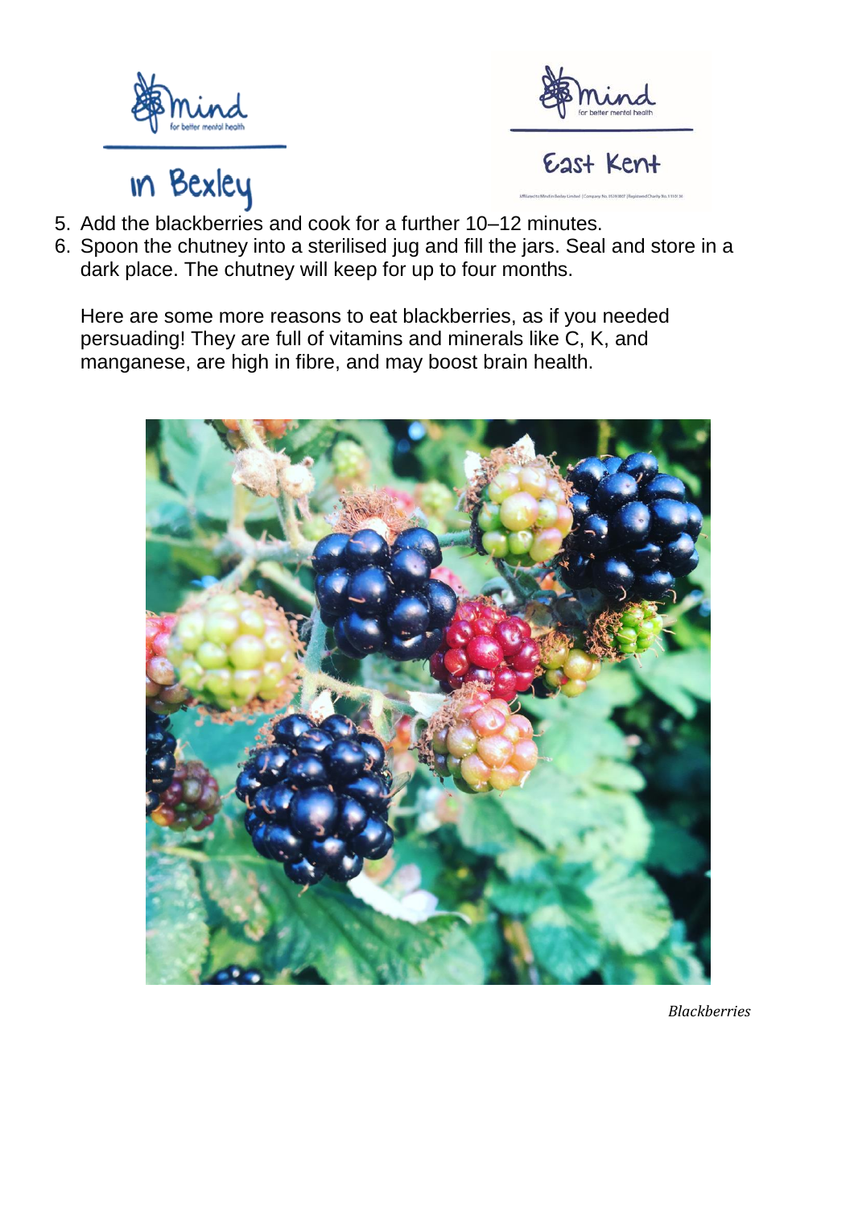5. Add the blackberries and cook for a further 10–12 minutes.
6. Spoon the chutney into a sterilised jug and fill the jars. Seal and store in a dark place. The chutney will keep for up to four months.

   Here are some more reasons to eat blackberries, as if you needed persuading! They are full of vitamins and minerals like C, K, and manganese, are high in fibre, and may boost brain health.

*Blackberries*